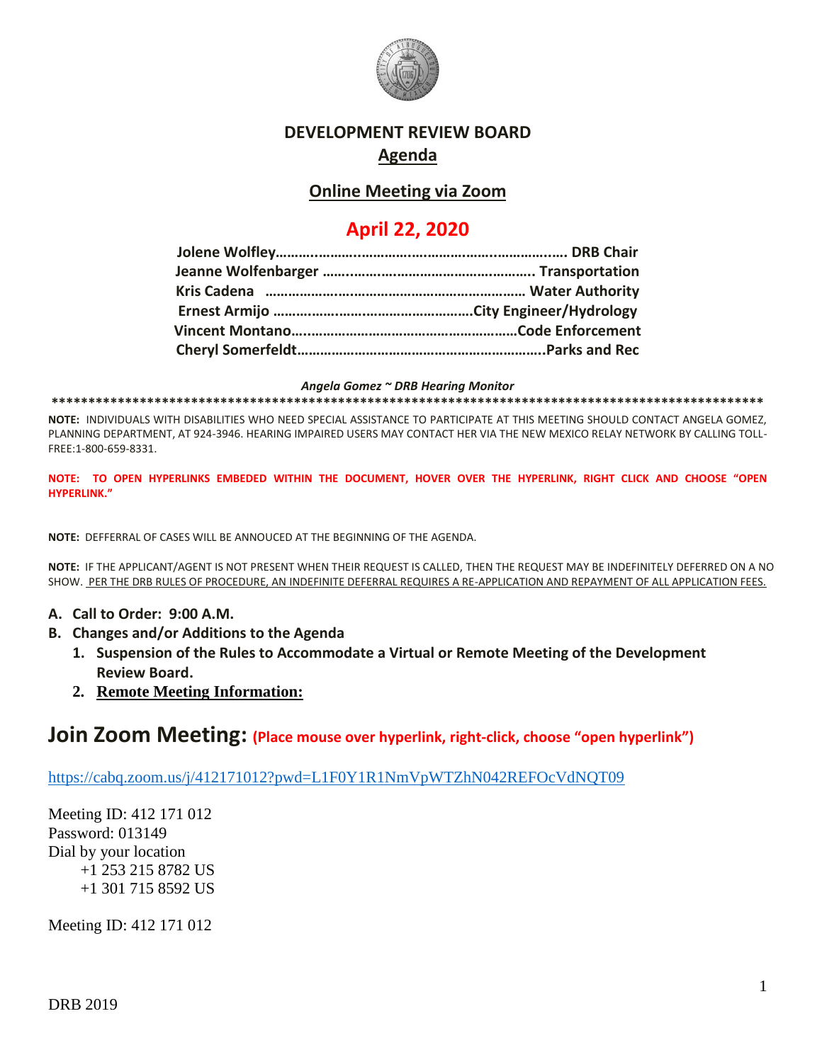# DEVELOPMENT REVIEW BOARD

## Agenda

## Online Meeting via Zoom

## April 22, 2020

**Jolene Wolfley…………………………………………………………………. DRB Chair**
**Jeanne Wolfenbarger ……………………………………………….. Transportation**
**Kris Cadena ……………………………………………………………… Water Authority**
**Ernest Armijo ……………………………………………………City Engineer/Hydrology**
**Vincent Montano…………………………………………………Code Enforcement**
**Cheryl Somerfeldt……………………………………………………..Parks and Rec**

*Angela Gomez ~ DRB Hearing Monitor*

**\*\*\*\*\*\*\*\*\*\*\*\*\*\*\*\*\*\*\*\*\*\*\*\*\*\*\*\*\*\*\*\*\*\*\*\*\*\*\*\*\*\*\*\*\*\*\*\*\*\*\*\*\*\*\*\*\*\*\*\*\*\*\*\*\*\*\*\*\*\*\*\*\*\*\*\*\*\*\*\*\*\*\*\*\*\*\*\*\*\*\*\*\***

**NOTE:** INDIVIDUALS WITH DISABILITIES WHO NEED SPECIAL ASSISTANCE TO PARTICIPATE AT THIS MEETING SHOULD CONTACT ANGELA GOMEZ, PLANNING DEPARTMENT, AT 924-3946. HEARING IMPAIRED USERS MAY CONTACT HER VIA THE NEW MEXICO RELAY NETWORK BY CALLING TOLL-FREE:1-800-659-8331.

**NOTE: TO OPEN HYPERLINKS EMBEDED WITHIN THE DOCUMENT, HOVER OVER THE HYPERLINK, RIGHT CLICK AND CHOOSE "OPEN HYPERLINK."**

**NOTE:** DEFFERRAL OF CASES WILL BE ANNOUCED AT THE BEGINNING OF THE AGENDA.

**NOTE:** IF THE APPLICANT/AGENT IS NOT PRESENT WHEN THEIR REQUEST IS CALLED, THEN THE REQUEST MAY BE INDEFINITELY DEFERRED ON A NO SHOW. PER THE DRB RULES OF PROCEDURE, AN INDEFINITE DEFERRAL REQUIRES A RE-APPLICATION AND REPAYMENT OF ALL APPLICATION FEES.

**A. Call to Order: 9:00 A.M.**

**B. Changes and/or Additions to the Agenda**

1. **Suspension of the Rules to Accommodate a Virtual or Remote Meeting of the Development Review Board.**
2. **Remote Meeting Information:**

# Join Zoom Meeting: (Place mouse over hyperlink, right-click, choose "open hyperlink")

https://cabq.zoom.us/j/412171012?pwd=L1F0Y1R1NmVpWTZhN042REFOcVdNQT09

Meeting ID: 412 171 012
Password: 013149
Dial by your location
+1 253 215 8782 US
+1 301 715 8592 US

Meeting ID: 412 171 012

DRB 2019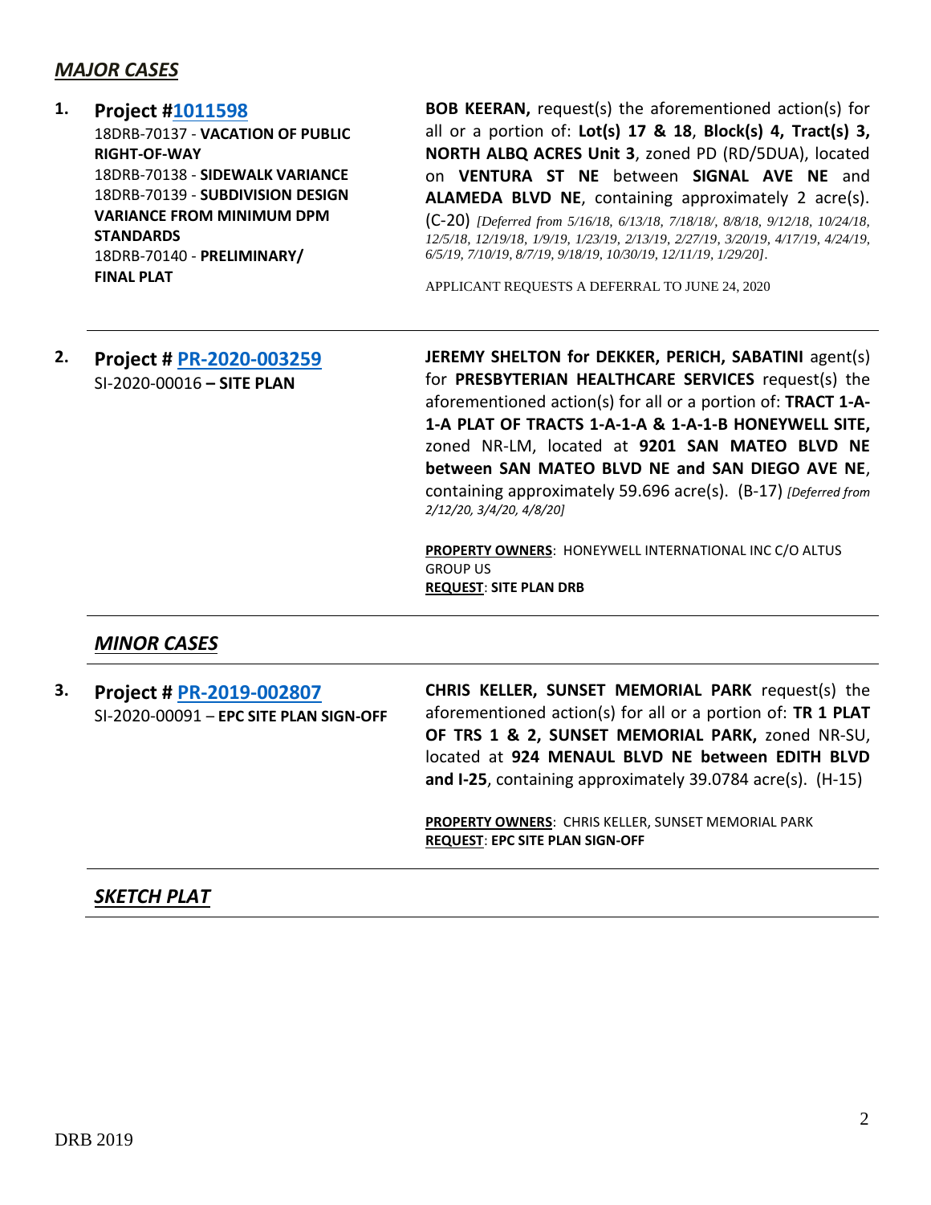## *MAJOR CASES*

**1. Project #[1011598](#)**
18DRB-70137 - **VACATION OF PUBLIC RIGHT-OF-WAY**
18DRB-70138 - **SIDEWALK VARIANCE**
18DRB-70139 - **SUBDIVISION DESIGN VARIANCE FROM MINIMUM DPM STANDARDS**
18DRB-70140 - **PRELIMINARY/ FINAL PLAT**

**BOB KEERAN,** request(s) the aforementioned action(s) for all or a portion of: **Lot(s) 17 & 18**, **Block(s) 4, Tract(s) 3, NORTH ALBQ ACRES Unit 3**, zoned PD (RD/5DUA), located on **VENTURA ST NE** between **SIGNAL AVE NE** and **ALAMEDA BLVD NE**, containing approximately 2 acre(s). (C-20) *[Deferred from 5/16/18, 6/13/18, 7/18/18/, 8/8/18, 9/12/18, 10/24/18, 12/5/18, 12/19/18, 1/9/19, 1/23/19, 2/13/19, 2/27/19, 3/20/19, 4/17/19, 4/24/19, 6/5/19, 7/10/19, 8/7/19, 9/18/19, 10/30/19, 12/11/19, 1/29/20]*.

APPLICANT REQUESTS A DEFERRAL TO JUNE 24, 2020

---

**2. Project # [PR-2020-003259](#)**
SI-2020-00016 **– SITE PLAN**

**JEREMY SHELTON for DEKKER, PERICH, SABATINI** agent(s) for **PRESBYTERIAN HEALTHCARE SERVICES** request(s) the aforementioned action(s) for all or a portion of: **TRACT 1-A-1-A PLAT OF TRACTS 1-A-1-A & 1-A-1-B HONEYWELL SITE,** zoned NR-LM, located at **9201 SAN MATEO BLVD NE between SAN MATEO BLVD NE and SAN DIEGO AVE NE**, containing approximately 59.696 acre(s). (B-17) *[Deferred from 2/12/20, 3/4/20, 4/8/20]*

**PROPERTY OWNERS**: HONEYWELL INTERNATIONAL INC C/O ALTUS GROUP US
**REQUEST**: **SITE PLAN DRB**

---

## *MINOR CASES*

---

**3. Project # [PR-2019-002807](#)**
SI-2020-00091 – **EPC SITE PLAN SIGN-OFF**

**CHRIS KELLER, SUNSET MEMORIAL PARK** request(s) the aforementioned action(s) for all or a portion of: **TR 1 PLAT OF TRS 1 & 2, SUNSET MEMORIAL PARK,** zoned NR-SU, located at **924 MENAUL BLVD NE between EDITH BLVD and I-25**, containing approximately 39.0784 acre(s). (H-15)

**PROPERTY OWNERS**: CHRIS KELLER, SUNSET MEMORIAL PARK
**REQUEST**: **EPC SITE PLAN SIGN-OFF**

---

## *SKETCH PLAT*

---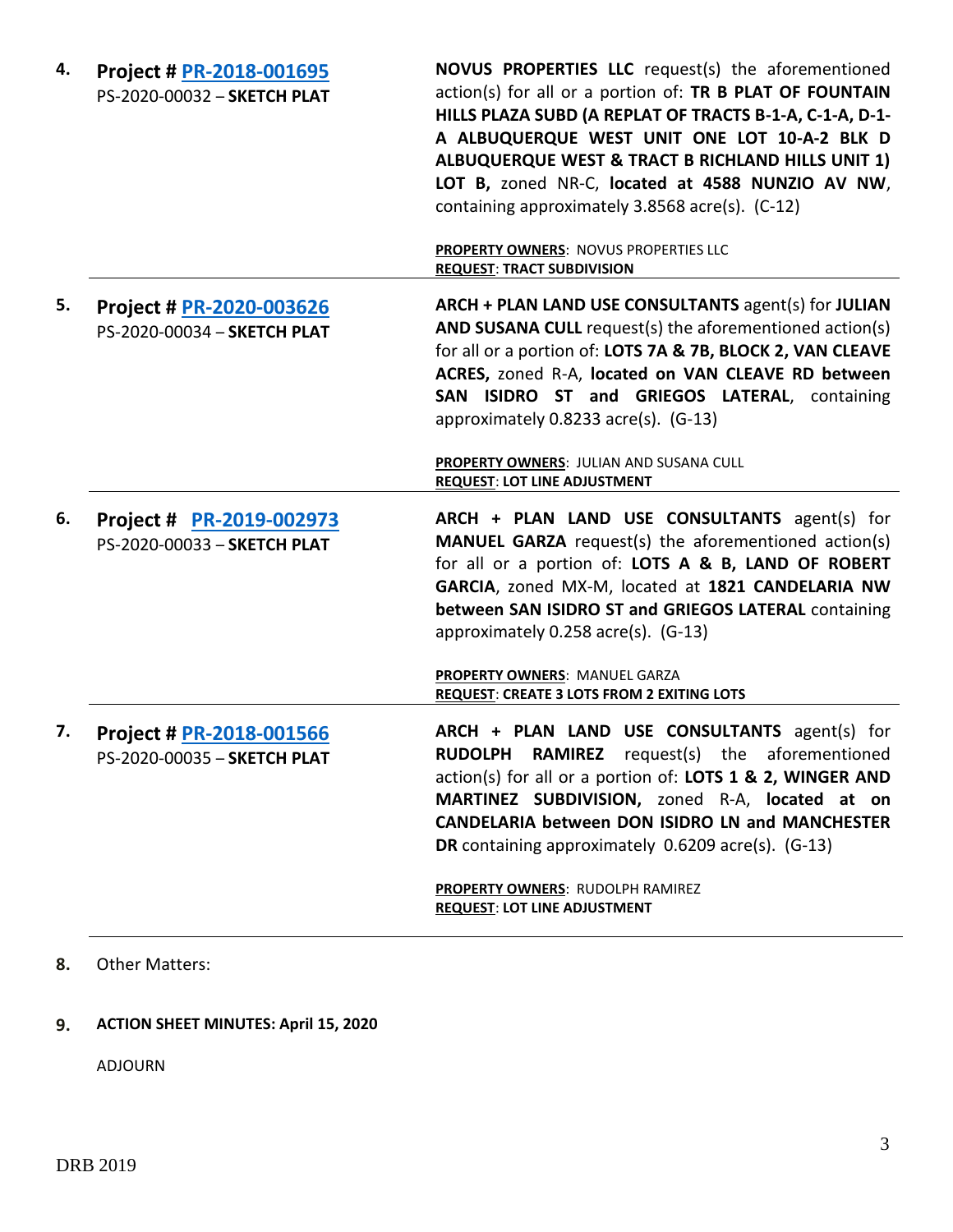| | | |
|---|---|---|
| **4.** | **Project # [PR-2018-001695](#)**<br>PS-2020-00032 – **SKETCH PLAT** | **NOVUS PROPERTIES LLC** request(s) the aforementioned action(s) for all or a portion of: **TR B PLAT OF FOUNTAIN HILLS PLAZA SUBD (A REPLAT OF TRACTS B-1-A, C-1-A, D-1-A ALBUQUERQUE WEST UNIT ONE LOT 10-A-2 BLK D ALBUQUERQUE WEST & TRACT B RICHLAND HILLS UNIT 1) LOT B,** zoned NR-C, **located at 4588 NUNZIO AV NW**, containing approximately 3.8568 acre(s). (C-12)<br><br>**PROPERTY OWNERS**: NOVUS PROPERTIES LLC<br>**REQUEST**: **TRACT SUBDIVISION** |
| **5.** | **Project # [PR-2020-003626](#)**<br>PS-2020-00034 – **SKETCH PLAT** | **ARCH + PLAN LAND USE CONSULTANTS** agent(s) for **JULIAN AND SUSANA CULL** request(s) the aforementioned action(s) for all or a portion of: **LOTS 7A & 7B, BLOCK 2, VAN CLEAVE ACRES,** zoned R-A, **located on VAN CLEAVE RD between SAN ISIDRO ST and GRIEGOS LATERAL**, containing approximately 0.8233 acre(s). (G-13)<br><br>**PROPERTY OWNERS**: JULIAN AND SUSANA CULL<br>**REQUEST**: **LOT LINE ADJUSTMENT** |
| **6.** | **Project # [PR-2019-002973](#)**<br>PS-2020-00033 – **SKETCH PLAT** | **ARCH + PLAN LAND USE CONSULTANTS** agent(s) for **MANUEL GARZA** request(s) the aforementioned action(s) for all or a portion of: **LOTS A & B, LAND OF ROBERT GARCIA**, zoned MX-M, located at **1821 CANDELARIA NW between SAN ISIDRO ST and GRIEGOS LATERAL** containing approximately 0.258 acre(s). (G-13)<br><br>**PROPERTY OWNERS**: MANUEL GARZA<br>**REQUEST**: **CREATE 3 LOTS FROM 2 EXITING LOTS** |
| **7.** | **Project # [PR-2018-001566](#)**<br>PS-2020-00035 – **SKETCH PLAT** | **ARCH + PLAN LAND USE CONSULTANTS** agent(s) for **RUDOLPH RAMIREZ** request(s) the aforementioned action(s) for all or a portion of: **LOTS 1 & 2, WINGER AND MARTINEZ SUBDIVISION,** zoned R-A, **located at on CANDELARIA between DON ISIDRO LN and MANCHESTER DR** containing approximately 0.6209 acre(s). (G-13)<br><br>**PROPERTY OWNERS**: RUDOLPH RAMIREZ<br>**REQUEST**: **LOT LINE ADJUSTMENT** |

**8.** Other Matters:

**9. ACTION SHEET MINUTES: April 15, 2020**

ADJOURN

DRB 2019